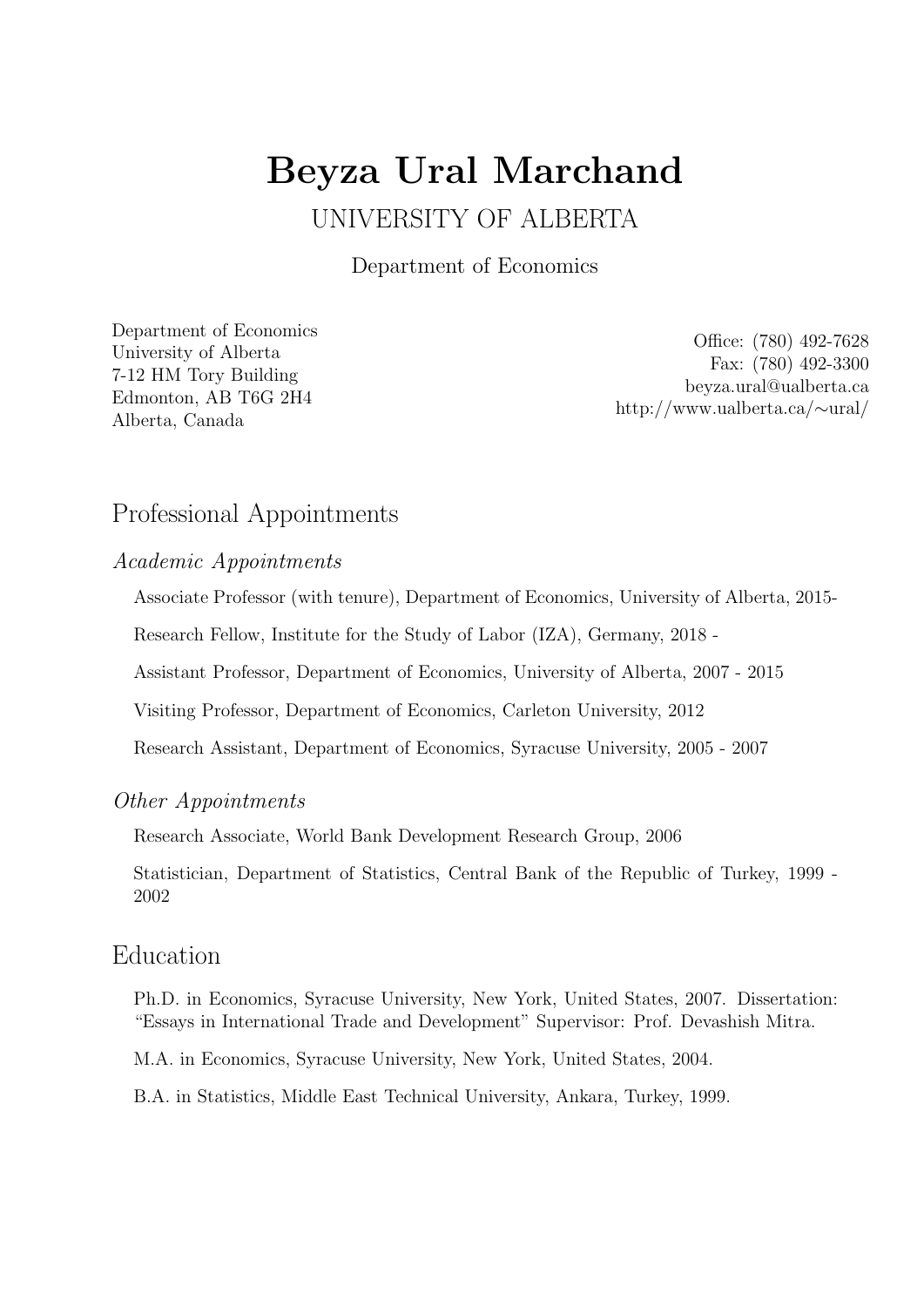# Beyza Ural Marchand

UNIVERSITY OF ALBERTA

Department of Economics

Department of Economics
University of Alberta
7-12 HM Tory Building
Edmonton, AB T6G 2H4
Alberta, Canada

Office: (780) 492-7628
Fax: (780) 492-3300
beyza.ural@ualberta.ca
http://www.ualberta.ca/∼ural/

## Professional Appointments

### *Academic Appointments*

Associate Professor (with tenure), Department of Economics, University of Alberta, 2015-

Research Fellow, Institute for the Study of Labor (IZA), Germany, 2018 -

Assistant Professor, Department of Economics, University of Alberta, 2007 - 2015

Visiting Professor, Department of Economics, Carleton University, 2012

Research Assistant, Department of Economics, Syracuse University, 2005 - 2007

### *Other Appointments*

Research Associate, World Bank Development Research Group, 2006

Statistician, Department of Statistics, Central Bank of the Republic of Turkey, 1999 - 2002

## Education

Ph.D. in Economics, Syracuse University, New York, United States, 2007. Dissertation: "Essays in International Trade and Development" Supervisor: Prof. Devashish Mitra.

M.A. in Economics, Syracuse University, New York, United States, 2004.

B.A. in Statistics, Middle East Technical University, Ankara, Turkey, 1999.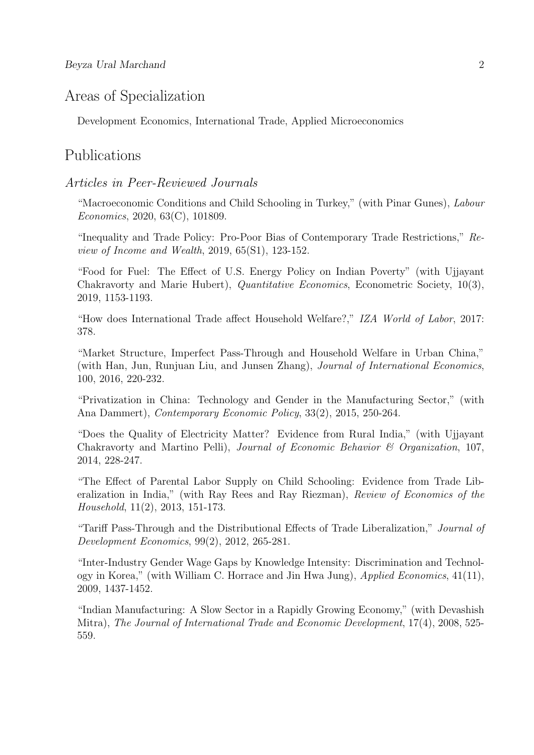## Areas of Specialization

Development Economics, International Trade, Applied Microeconomics

## Publications

### *Articles in Peer-Reviewed Journals*

"Macroeconomic Conditions and Child Schooling in Turkey," (with Pinar Gunes), *Labour Economics*, 2020, 63(C), 101809.

"Inequality and Trade Policy: Pro-Poor Bias of Contemporary Trade Restrictions," *Review of Income and Wealth*, 2019, 65(S1), 123-152.

"Food for Fuel: The Effect of U.S. Energy Policy on Indian Poverty" (with Ujjayant Chakravorty and Marie Hubert), *Quantitative Economics*, Econometric Society, 10(3), 2019, 1153-1193.

"How does International Trade affect Household Welfare?," *IZA World of Labor*, 2017: 378.

"Market Structure, Imperfect Pass-Through and Household Welfare in Urban China," (with Han, Jun, Runjuan Liu, and Junsen Zhang), *Journal of International Economics*, 100, 2016, 220-232.

"Privatization in China: Technology and Gender in the Manufacturing Sector," (with Ana Dammert), *Contemporary Economic Policy*, 33(2), 2015, 250-264.

"Does the Quality of Electricity Matter? Evidence from Rural India," (with Ujjayant Chakravorty and Martino Pelli), *Journal of Economic Behavior & Organization*, 107, 2014, 228-247.

"The Effect of Parental Labor Supply on Child Schooling: Evidence from Trade Liberalization in India," (with Ray Rees and Ray Riezman), *Review of Economics of the Household*, 11(2), 2013, 151-173.

"Tariff Pass-Through and the Distributional Effects of Trade Liberalization," *Journal of Development Economics*, 99(2), 2012, 265-281.

"Inter-Industry Gender Wage Gaps by Knowledge Intensity: Discrimination and Technology in Korea," (with William C. Horrace and Jin Hwa Jung), *Applied Economics*, 41(11), 2009, 1437-1452.

"Indian Manufacturing: A Slow Sector in a Rapidly Growing Economy," (with Devashish Mitra), *The Journal of International Trade and Economic Development*, 17(4), 2008, 525-559.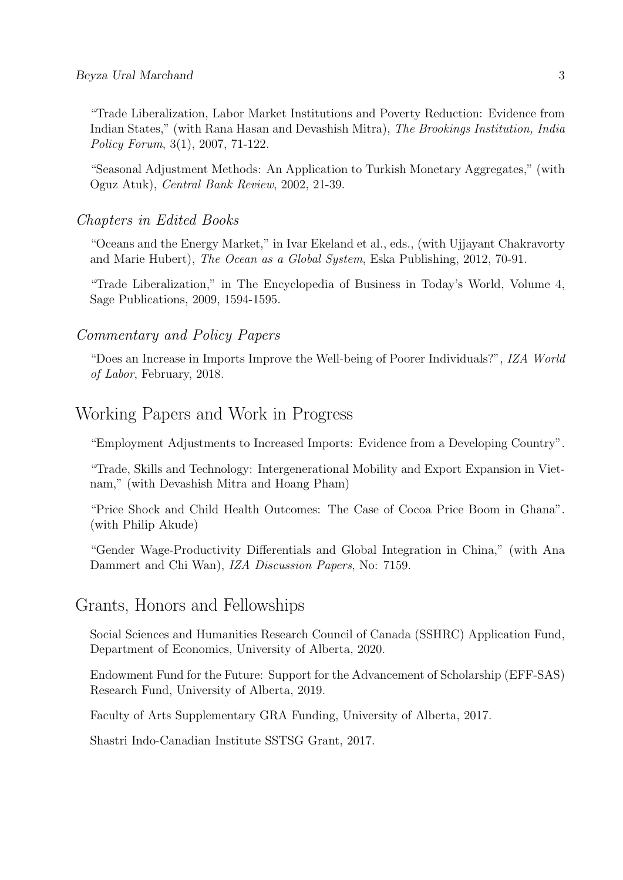"Trade Liberalization, Labor Market Institutions and Poverty Reduction: Evidence from Indian States," (with Rana Hasan and Devashish Mitra), *The Brookings Institution, India Policy Forum*, 3(1), 2007, 71-122.

"Seasonal Adjustment Methods: An Application to Turkish Monetary Aggregates," (with Oguz Atuk), *Central Bank Review*, 2002, 21-39.

### *Chapters in Edited Books*

"Oceans and the Energy Market," in Ivar Ekeland et al., eds., (with Ujjayant Chakravorty and Marie Hubert), *The Ocean as a Global System*, Eska Publishing, 2012, 70-91.

"Trade Liberalization," in The Encyclopedia of Business in Today's World, Volume 4, Sage Publications, 2009, 1594-1595.

### *Commentary and Policy Papers*

"Does an Increase in Imports Improve the Well-being of Poorer Individuals?", *IZA World of Labor*, February, 2018.

## Working Papers and Work in Progress

"Employment Adjustments to Increased Imports: Evidence from a Developing Country".

"Trade, Skills and Technology: Intergenerational Mobility and Export Expansion in Vietnam," (with Devashish Mitra and Hoang Pham)

"Price Shock and Child Health Outcomes: The Case of Cocoa Price Boom in Ghana". (with Philip Akude)

"Gender Wage-Productivity Differentials and Global Integration in China," (with Ana Dammert and Chi Wan), *IZA Discussion Papers*, No: 7159.

## Grants, Honors and Fellowships

Social Sciences and Humanities Research Council of Canada (SSHRC) Application Fund, Department of Economics, University of Alberta, 2020.

Endowment Fund for the Future: Support for the Advancement of Scholarship (EFF-SAS) Research Fund, University of Alberta, 2019.

Faculty of Arts Supplementary GRA Funding, University of Alberta, 2017.

Shastri Indo-Canadian Institute SSTSG Grant, 2017.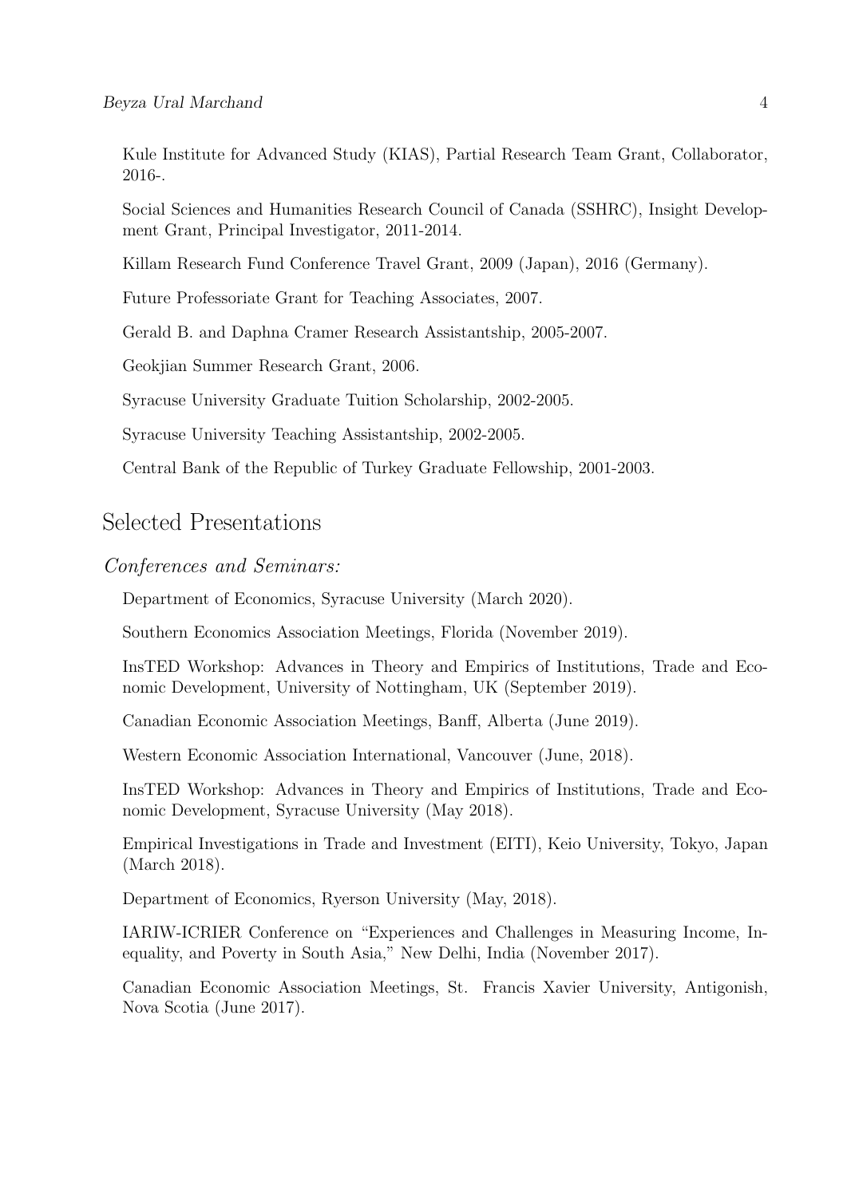Kule Institute for Advanced Study (KIAS), Partial Research Team Grant, Collaborator, 2016-.

Social Sciences and Humanities Research Council of Canada (SSHRC), Insight Development Grant, Principal Investigator, 2011-2014.

Killam Research Fund Conference Travel Grant, 2009 (Japan), 2016 (Germany).

Future Professoriate Grant for Teaching Associates, 2007.

Gerald B. and Daphna Cramer Research Assistantship, 2005-2007.

Geokjian Summer Research Grant, 2006.

Syracuse University Graduate Tuition Scholarship, 2002-2005.

Syracuse University Teaching Assistantship, 2002-2005.

Central Bank of the Republic of Turkey Graduate Fellowship, 2001-2003.

## Selected Presentations

### *Conferences and Seminars:*

Department of Economics, Syracuse University (March 2020).

Southern Economics Association Meetings, Florida (November 2019).

InsTED Workshop: Advances in Theory and Empirics of Institutions, Trade and Economic Development, University of Nottingham, UK (September 2019).

Canadian Economic Association Meetings, Banff, Alberta (June 2019).

Western Economic Association International, Vancouver (June, 2018).

InsTED Workshop: Advances in Theory and Empirics of Institutions, Trade and Economic Development, Syracuse University (May 2018).

Empirical Investigations in Trade and Investment (EITI), Keio University, Tokyo, Japan (March 2018).

Department of Economics, Ryerson University (May, 2018).

IARIW-ICRIER Conference on "Experiences and Challenges in Measuring Income, Inequality, and Poverty in South Asia," New Delhi, India (November 2017).

Canadian Economic Association Meetings, St. Francis Xavier University, Antigonish, Nova Scotia (June 2017).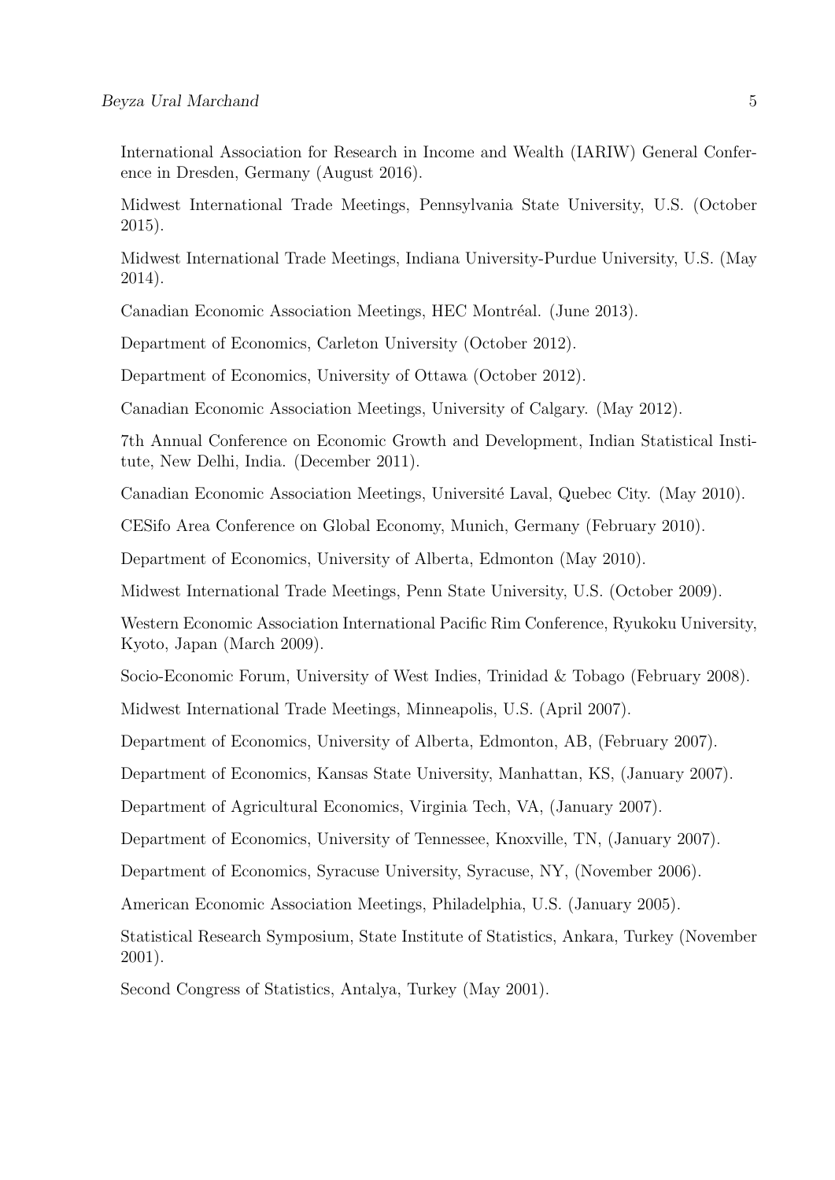International Association for Research in Income and Wealth (IARIW) General Conference in Dresden, Germany (August 2016).

Midwest International Trade Meetings, Pennsylvania State University, U.S. (October 2015).

Midwest International Trade Meetings, Indiana University-Purdue University, U.S. (May 2014).

Canadian Economic Association Meetings, HEC Montréal. (June 2013).

Department of Economics, Carleton University (October 2012).

Department of Economics, University of Ottawa (October 2012).

Canadian Economic Association Meetings, University of Calgary. (May 2012).

7th Annual Conference on Economic Growth and Development, Indian Statistical Institute, New Delhi, India. (December 2011).

Canadian Economic Association Meetings, Université Laval, Quebec City. (May 2010).

CESifo Area Conference on Global Economy, Munich, Germany (February 2010).

Department of Economics, University of Alberta, Edmonton (May 2010).

Midwest International Trade Meetings, Penn State University, U.S. (October 2009).

Western Economic Association International Pacific Rim Conference, Ryukoku University, Kyoto, Japan (March 2009).

Socio-Economic Forum, University of West Indies, Trinidad & Tobago (February 2008).

Midwest International Trade Meetings, Minneapolis, U.S. (April 2007).

Department of Economics, University of Alberta, Edmonton, AB, (February 2007).

Department of Economics, Kansas State University, Manhattan, KS, (January 2007).

Department of Agricultural Economics, Virginia Tech, VA, (January 2007).

Department of Economics, University of Tennessee, Knoxville, TN, (January 2007).

Department of Economics, Syracuse University, Syracuse, NY, (November 2006).

American Economic Association Meetings, Philadelphia, U.S. (January 2005).

Statistical Research Symposium, State Institute of Statistics, Ankara, Turkey (November 2001).

Second Congress of Statistics, Antalya, Turkey (May 2001).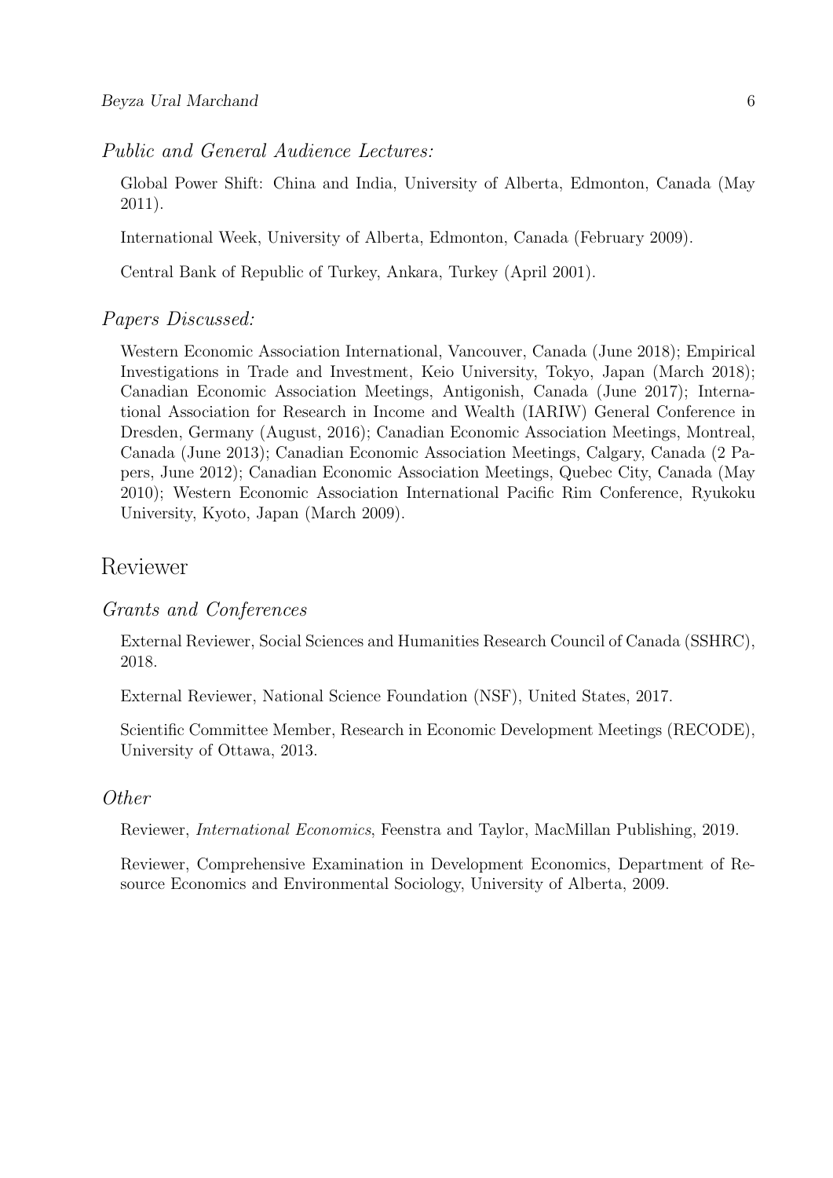### *Public and General Audience Lectures:*

Global Power Shift: China and India, University of Alberta, Edmonton, Canada (May 2011).

International Week, University of Alberta, Edmonton, Canada (February 2009).

Central Bank of Republic of Turkey, Ankara, Turkey (April 2001).

### *Papers Discussed:*

Western Economic Association International, Vancouver, Canada (June 2018); Empirical Investigations in Trade and Investment, Keio University, Tokyo, Japan (March 2018); Canadian Economic Association Meetings, Antigonish, Canada (June 2017); International Association for Research in Income and Wealth (IARIW) General Conference in Dresden, Germany (August, 2016); Canadian Economic Association Meetings, Montreal, Canada (June 2013); Canadian Economic Association Meetings, Calgary, Canada (2 Papers, June 2012); Canadian Economic Association Meetings, Quebec City, Canada (May 2010); Western Economic Association International Pacific Rim Conference, Ryukoku University, Kyoto, Japan (March 2009).

## Reviewer

### *Grants and Conferences*

External Reviewer, Social Sciences and Humanities Research Council of Canada (SSHRC), 2018.

External Reviewer, National Science Foundation (NSF), United States, 2017.

Scientific Committee Member, Research in Economic Development Meetings (RECODE), University of Ottawa, 2013.

### *Other*

Reviewer, *International Economics*, Feenstra and Taylor, MacMillan Publishing, 2019.

Reviewer, Comprehensive Examination in Development Economics, Department of Resource Economics and Environmental Sociology, University of Alberta, 2009.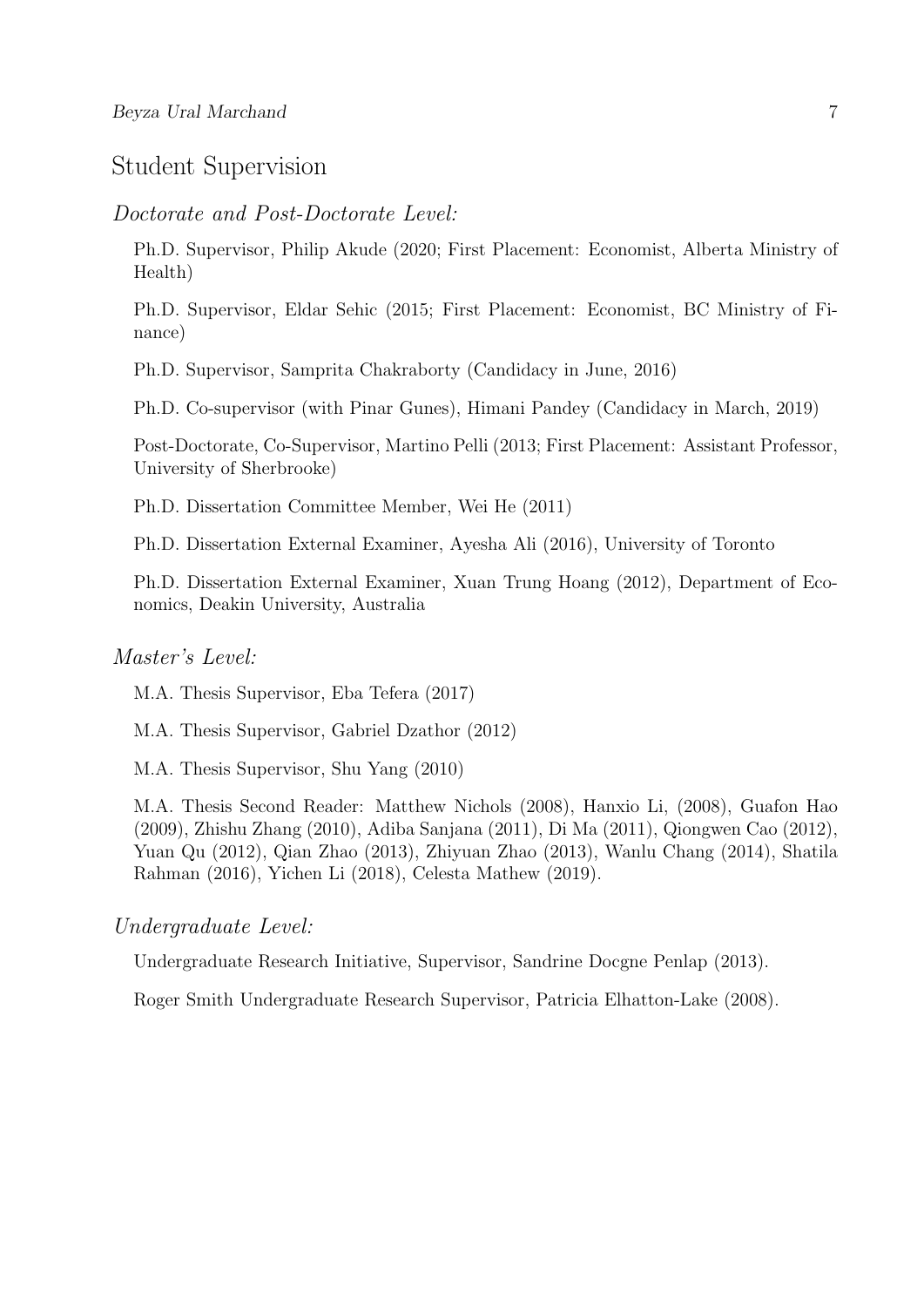## Student Supervision

*Doctorate and Post-Doctorate Level:*

Ph.D. Supervisor, Philip Akude (2020; First Placement: Economist, Alberta Ministry of Health)

Ph.D. Supervisor, Eldar Sehic (2015; First Placement: Economist, BC Ministry of Finance)

Ph.D. Supervisor, Samprita Chakraborty (Candidacy in June, 2016)

Ph.D. Co-supervisor (with Pinar Gunes), Himani Pandey (Candidacy in March, 2019)

Post-Doctorate, Co-Supervisor, Martino Pelli (2013; First Placement: Assistant Professor, University of Sherbrooke)

Ph.D. Dissertation Committee Member, Wei He (2011)

Ph.D. Dissertation External Examiner, Ayesha Ali (2016), University of Toronto

Ph.D. Dissertation External Examiner, Xuan Trung Hoang (2012), Department of Economics, Deakin University, Australia

*Master's Level:*

M.A. Thesis Supervisor, Eba Tefera (2017)

M.A. Thesis Supervisor, Gabriel Dzathor (2012)

M.A. Thesis Supervisor, Shu Yang (2010)

M.A. Thesis Second Reader: Matthew Nichols (2008), Hanxio Li, (2008), Guafon Hao (2009), Zhishu Zhang (2010), Adiba Sanjana (2011), Di Ma (2011), Qiongwen Cao (2012), Yuan Qu (2012), Qian Zhao (2013), Zhiyuan Zhao (2013), Wanlu Chang (2014), Shatila Rahman (2016), Yichen Li (2018), Celesta Mathew (2019).

*Undergraduate Level:*

Undergraduate Research Initiative, Supervisor, Sandrine Docgne Penlap (2013).

Roger Smith Undergraduate Research Supervisor, Patricia Elhatton-Lake (2008).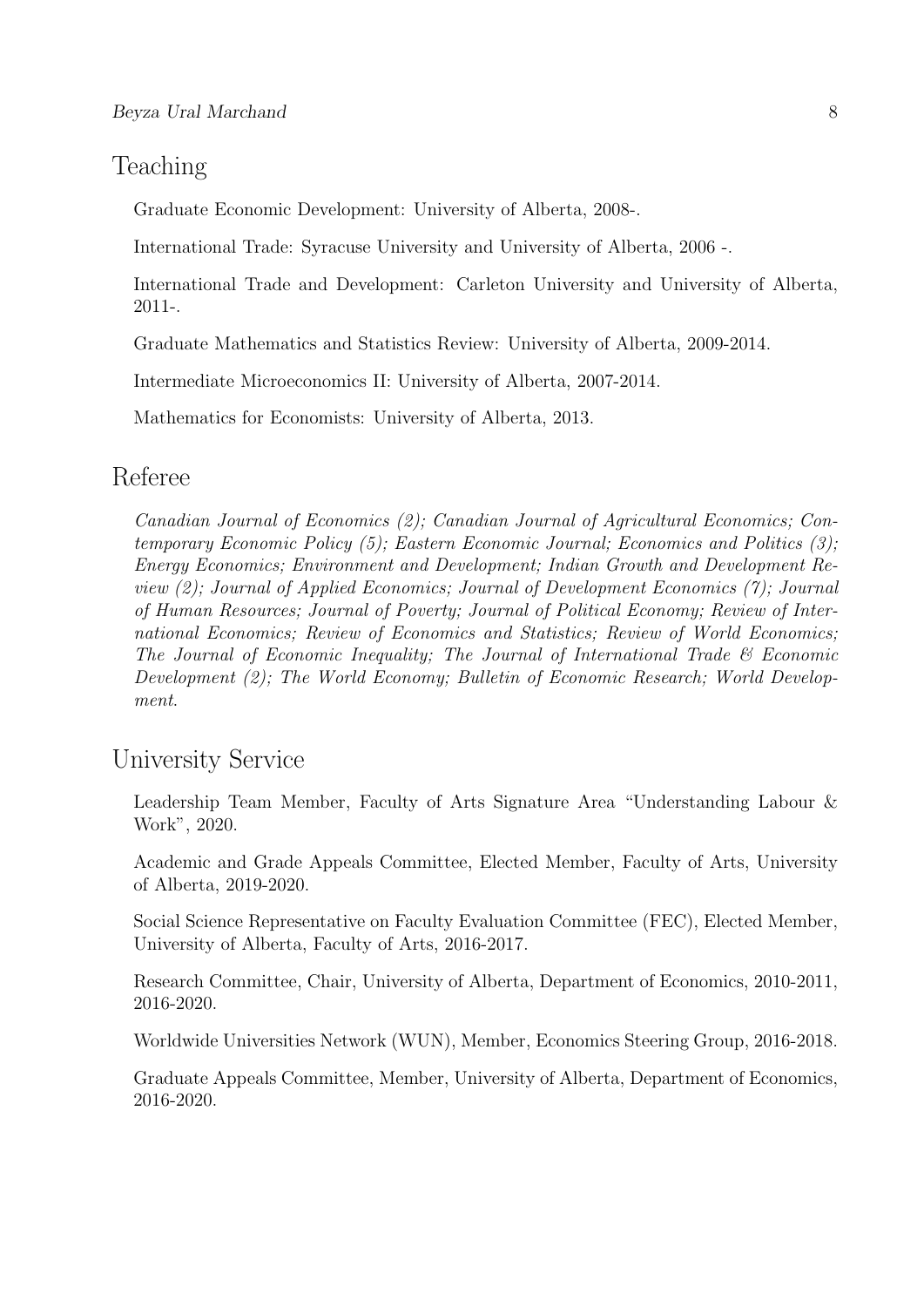## Teaching

Graduate Economic Development: University of Alberta, 2008-.

International Trade: Syracuse University and University of Alberta, 2006 -.

International Trade and Development: Carleton University and University of Alberta, 2011-.

Graduate Mathematics and Statistics Review: University of Alberta, 2009-2014.

Intermediate Microeconomics II: University of Alberta, 2007-2014.

Mathematics for Economists: University of Alberta, 2013.

## Referee

*Canadian Journal of Economics (2); Canadian Journal of Agricultural Economics; Contemporary Economic Policy (5); Eastern Economic Journal; Economics and Politics (3); Energy Economics; Environment and Development; Indian Growth and Development Review (2); Journal of Applied Economics; Journal of Development Economics (7); Journal of Human Resources; Journal of Poverty; Journal of Political Economy; Review of International Economics; Review of Economics and Statistics; Review of World Economics; The Journal of Economic Inequality; The Journal of International Trade & Economic Development (2); The World Economy; Bulletin of Economic Research; World Development.*

## University Service

Leadership Team Member, Faculty of Arts Signature Area "Understanding Labour & Work", 2020.

Academic and Grade Appeals Committee, Elected Member, Faculty of Arts, University of Alberta, 2019-2020.

Social Science Representative on Faculty Evaluation Committee (FEC), Elected Member, University of Alberta, Faculty of Arts, 2016-2017.

Research Committee, Chair, University of Alberta, Department of Economics, 2010-2011, 2016-2020.

Worldwide Universities Network (WUN), Member, Economics Steering Group, 2016-2018.

Graduate Appeals Committee, Member, University of Alberta, Department of Economics, 2016-2020.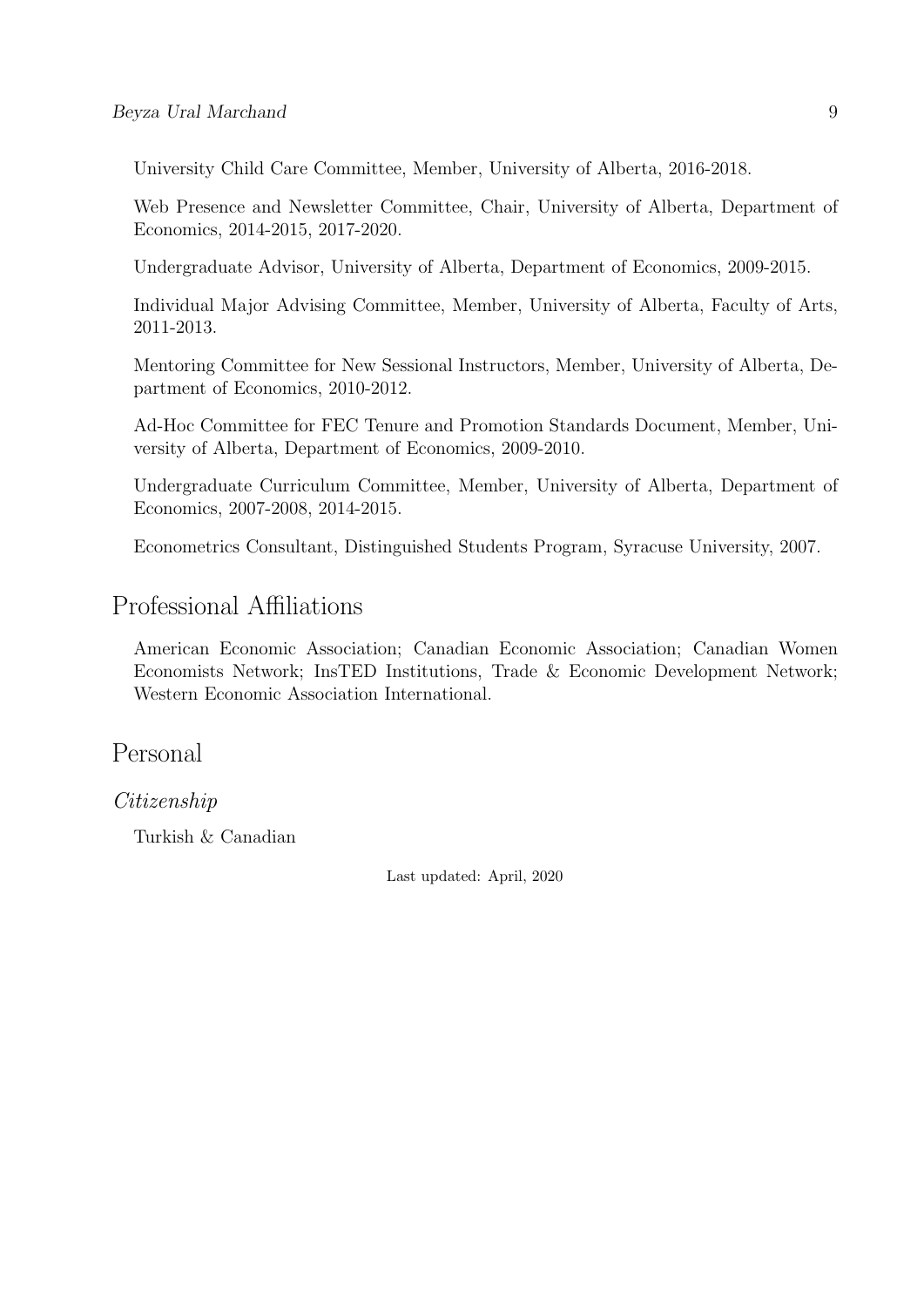University Child Care Committee, Member, University of Alberta, 2016-2018.

Web Presence and Newsletter Committee, Chair, University of Alberta, Department of Economics, 2014-2015, 2017-2020.

Undergraduate Advisor, University of Alberta, Department of Economics, 2009-2015.

Individual Major Advising Committee, Member, University of Alberta, Faculty of Arts, 2011-2013.

Mentoring Committee for New Sessional Instructors, Member, University of Alberta, Department of Economics, 2010-2012.

Ad-Hoc Committee for FEC Tenure and Promotion Standards Document, Member, University of Alberta, Department of Economics, 2009-2010.

Undergraduate Curriculum Committee, Member, University of Alberta, Department of Economics, 2007-2008, 2014-2015.

Econometrics Consultant, Distinguished Students Program, Syracuse University, 2007.

## Professional Affiliations

American Economic Association; Canadian Economic Association; Canadian Women Economists Network; InsTED Institutions, Trade & Economic Development Network; Western Economic Association International.

## Personal

### *Citizenship*

Turkish & Canadian

Last updated: April, 2020